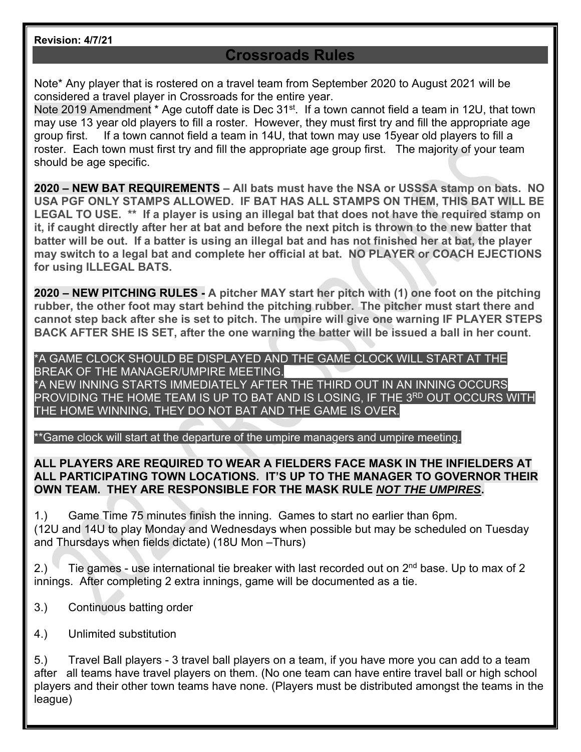**Revision: 4/7/21**

# Crossroads Rules

Note* Any player that is rostered on a travel team from September 2020 to August 2021 will be considered a travel player in Crossroads for the entire year.
Note 2019 Amendment * Age cutoff date is Dec 31st. If a town cannot field a team in 12U, that town may use 13 year old players to fill a roster. However, they must first try and fill the appropriate age group first. If a town cannot field a team in 14U, that town may use 15year old players to fill a roster. Each town must first try and fill the appropriate age group first. The majority of your team should be age specific.

**2020 – NEW BAT REQUIREMENTS** – **All bats must have the NSA or USSSA stamp on bats. NO USA PGF ONLY STAMPS ALLOWED. IF BAT HAS ALL STAMPS ON THEM, THIS BAT WILL BE LEGAL TO USE. ** If a player is using an illegal bat that does not have the required stamp on it, if caught directly after her at bat and before the next pitch is thrown to the new batter that batter will be out. If a batter is using an illegal bat and has not finished her at bat, the player may switch to a legal bat and complete her official at bat. NO PLAYER or COACH EJECTIONS for using ILLEGAL BATS.**

**2020 – NEW PITCHING RULES - A pitcher MAY start her pitch with (1) one foot on the pitching rubber, the other foot may start behind the pitching rubber. The pitcher must start there and cannot step back after she is set to pitch. The umpire will give one warning IF PLAYER STEPS BACK AFTER SHE IS SET, after the one warning the batter will be issued a ball in her count**.

*A GAME CLOCK SHOULD BE DISPLAYED AND THE GAME CLOCK WILL START AT THE BREAK OF THE MANAGER/UMPIRE MEETING.
*A NEW INNING STARTS IMMEDIATELY AFTER THE THIRD OUT IN AN INNING OCCURS PROVIDING THE HOME TEAM IS UP TO BAT AND IS LOSING, IF THE 3RD OUT OCCURS WITH THE HOME WINNING, THEY DO NOT BAT AND THE GAME IS OVER.

**Game clock will start at the departure of the umpire managers and umpire meeting.

**ALL PLAYERS ARE REQUIRED TO WEAR A FIELDERS FACE MASK IN THE INFIELDERS AT ALL PARTICIPATING TOWN LOCATIONS. IT'S UP TO THE MANAGER TO GOVERNOR THEIR OWN TEAM. THEY ARE RESPONSIBLE FOR THE MASK RULE *NOT THE UMPIRES*.**

1.) Game Time 75 minutes finish the inning. Games to start no earlier than 6pm.
(12U and 14U to play Monday and Wednesdays when possible but may be scheduled on Tuesday and Thursdays when fields dictate) (18U Mon –Thurs)

2.) Tie games - use international tie breaker with last recorded out on 2nd base. Up to max of 2 innings. After completing 2 extra innings, game will be documented as a tie.

3.) Continuous batting order

4.) Unlimited substitution

5.) Travel Ball players - 3 travel ball players on a team, if you have more you can add to a team after all teams have travel players on them. (No one team can have entire travel ball or high school players and their other town teams have none. (Players must be distributed amongst the teams in the league)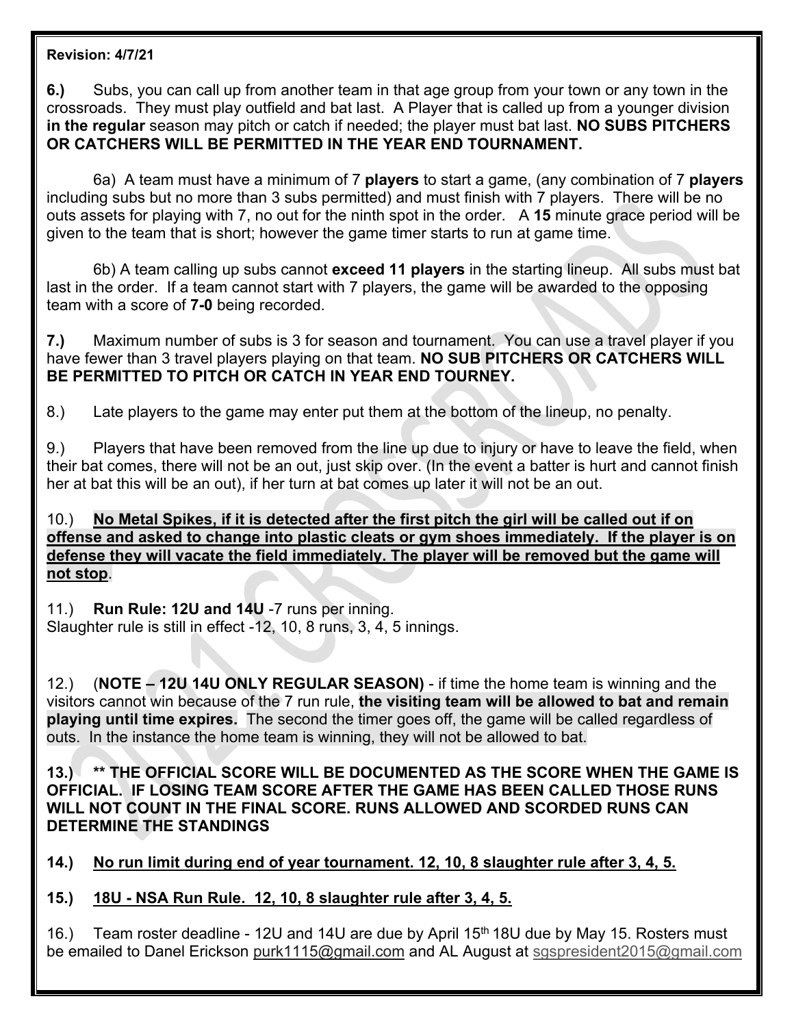**Revision: 4/7/21**

**6.)** Subs, you can call up from another team in that age group from your town or any town in the crossroads. They must play outfield and bat last. A Player that is called up from a younger division **in the regular** season may pitch or catch if needed; the player must bat last. **NO SUBS PITCHERS OR CATCHERS WILL BE PERMITTED IN THE YEAR END TOURNAMENT.**

6a) A team must have a minimum of 7 **players** to start a game, (any combination of 7 **players** including subs but no more than 3 subs permitted) and must finish with 7 players. There will be no outs assets for playing with 7, no out for the ninth spot in the order. A **15** minute grace period will be given to the team that is short; however the game timer starts to run at game time.

6b) A team calling up subs cannot **exceed 11 players** in the starting lineup. All subs must bat last in the order. If a team cannot start with 7 players, the game will be awarded to the opposing team with a score of **7-0** being recorded.

**7.)** Maximum number of subs is 3 for season and tournament. You can use a travel player if you have fewer than 3 travel players playing on that team. **NO SUB PITCHERS OR CATCHERS WILL BE PERMITTED TO PITCH OR CATCH IN YEAR END TOURNEY.**

8.) Late players to the game may enter put them at the bottom of the lineup, no penalty.

9.) Players that have been removed from the line up due to injury or have to leave the field, when their bat comes, there will not be an out, just skip over. (In the event a batter is hurt and cannot finish her at bat this will be an out), if her turn at bat comes up later it will not be an out.

10.) **No Metal Spikes, if it is detected after the first pitch the girl will be called out if on offense and asked to change into plastic cleats or gym shoes immediately. If the player is on defense they will vacate the field immediately. The player will be removed but the game will not stop**.

11.) **Run Rule: 12U and 14U** -7 runs per inning.
Slaughter rule is still in effect -12, 10, 8 runs, 3, 4, 5 innings.

12.) (**NOTE – 12U 14U ONLY REGULAR SEASON)** - if time the home team is winning and the visitors cannot win because of the 7 run rule, **the visiting team will be allowed to bat and remain playing until time expires.** The second the timer goes off, the game will be called regardless of outs. In the instance the home team is winning, they will not be allowed to bat.

**13.) \*\* THE OFFICIAL SCORE WILL BE DOCUMENTED AS THE SCORE WHEN THE GAME IS OFFICIAL. IF LOSING TEAM SCORE AFTER THE GAME HAS BEEN CALLED THOSE RUNS WILL NOT COUNT IN THE FINAL SCORE. RUNS ALLOWED AND SCORDED RUNS CAN DETERMINE THE STANDINGS**

**14.) No run limit during end of year tournament. 12, 10, 8 slaughter rule after 3, 4, 5.**

**15.) 18U - NSA Run Rule. 12, 10, 8 slaughter rule after 3, 4, 5.**

16.) Team roster deadline - 12U and 14U are due by April 15th 18U due by May 15. Rosters must be emailed to Danel Erickson purk1115@gmail.com and AL August at sgspresident2015@gmail.com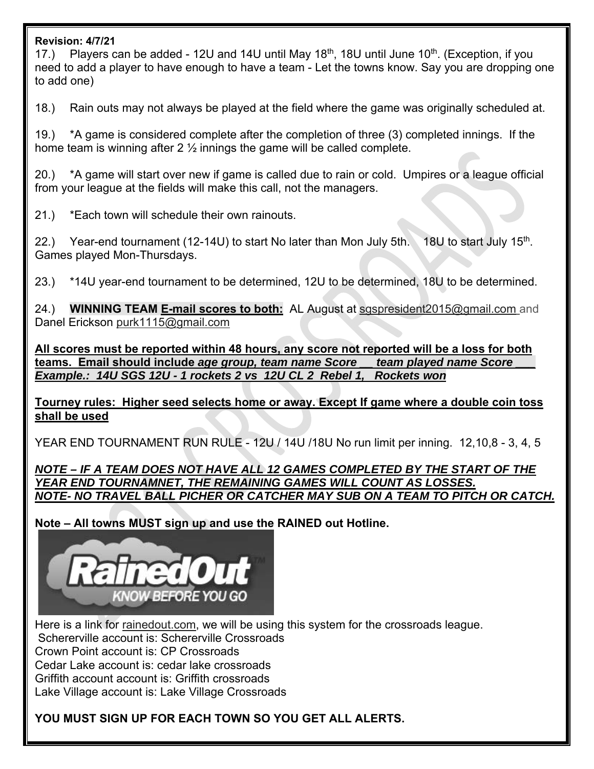**Revision: 4/7/21**

17.) Players can be added - 12U and 14U until May 18th, 18U until June 10th. (Exception, if you need to add a player to have enough to have a team - Let the towns know. Say you are dropping one to add one)

18.) Rain outs may not always be played at the field where the game was originally scheduled at.

19.) *A game is considered complete after the completion of three (3) completed innings. If the home team is winning after 2 ½ innings the game will be called complete.

20.) *A game will start over new if game is called due to rain or cold. Umpires or a league official from your league at the fields will make this call, not the managers.

21.) *Each town will schedule their own rainouts.

22.) Year-end tournament (12-14U) to start No later than Mon July 5th. 18U to start July 15th. Games played Mon-Thursdays.

23.) *14U year-end tournament to be determined, 12U to be determined, 18U to be determined.

24.) **WINNING TEAM <u>E-mail scores to both:</u>** AL August at sgspresident2015@gmail.com and Danel Erickson purk1115@gmail.com

<u>**All scores must be reported within 48 hours, any score not reported will be a loss for both teams. Email should include *age group, team name Score __ team played name Score ___ Example.: 14U SGS 12U - 1 rockets 2 vs 12U CL 2 Rebel 1, Rockets won***</u>

<u>**Tourney rules: Higher seed selects home or away. Except If game where a double coin toss shall be used**</u>

YEAR END TOURNAMENT RUN RULE - 12U / 14U /18U No run limit per inning. 12,10,8 - 3, 4, 5

<u>***NOTE – IF A TEAM DOES NOT HAVE ALL 12 GAMES COMPLETED BY THE START OF THE YEAR END TOURNAMNET, THE REMAINING GAMES WILL COUNT AS LOSSES.***</u>
<u>***NOTE- NO TRAVEL BALL PICHER OR CATCHER MAY SUB ON A TEAM TO PITCH OR CATCH.***</u>

**Note – All towns MUST sign up and use the RAINED out Hotline.**

RainedOut KNOW BEFORE YOU GO

Here is a link for rainedout.com, we will be using this system for the crossroads league.
Schererville account is: Schererville Crossroads
Crown Point account is: CP Crossroads
Cedar Lake account is: cedar lake crossroads
Griffith account account is: Griffith crossroads
Lake Village account is: Lake Village Crossroads

**YOU MUST SIGN UP FOR EACH TOWN SO YOU GET ALL ALERTS.**